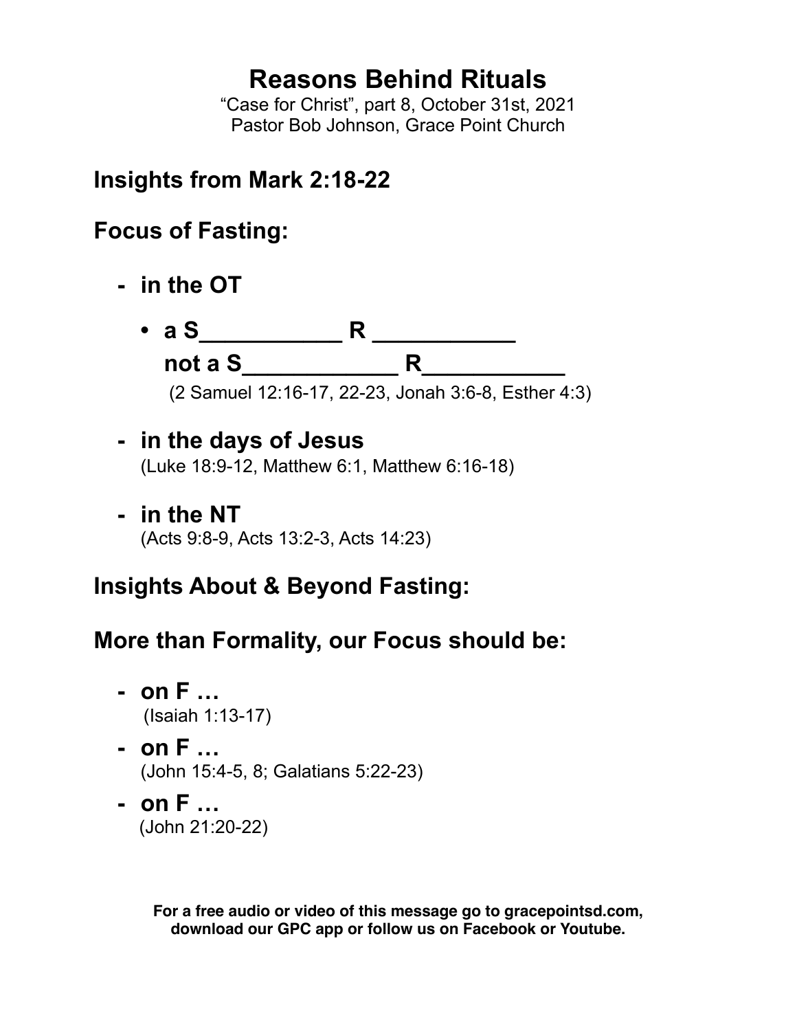# Reasons Behind Rituals

"Case for Christ", part 8, October 31st, 2021
Pastor Bob Johnson, Grace Point Church

## Insights from Mark 2:18-22

## Focus of Fasting:

- **in the OT**
  - **a S___________ R ___________**
    **not a S____________ R___________**
    (2 Samuel 12:16-17, 22-23, Jonah 3:6-8, Esther 4:3)
- **in the days of Jesus**
  (Luke 18:9-12, Matthew 6:1, Matthew 6:16-18)
- **in the NT**
  (Acts 9:8-9, Acts 13:2-3, Acts 14:23)

## Insights About & Beyond Fasting:

## More than Formality, our Focus should be:

- **on F …**
  (Isaiah 1:13-17)
- **on F …**
  (John 15:4-5, 8; Galatians 5:22-23)
- **on F …**
  (John 21:20-22)

**For a free audio or video of this message go to gracepointsd.com, download our GPC app or follow us on Facebook or Youtube.**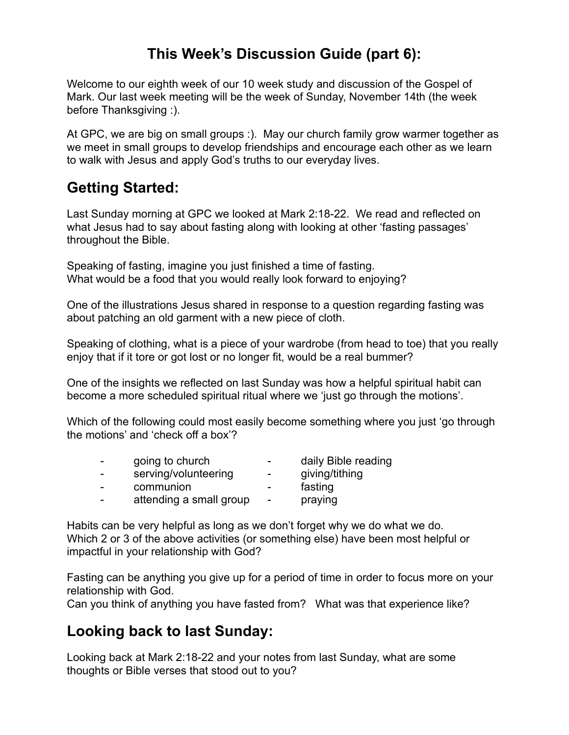# This Week's Discussion Guide (part 6):

Welcome to our eighth week of our 10 week study and discussion of the Gospel of Mark. Our last week meeting will be the week of Sunday, November 14th (the week before Thanksgiving :).

At GPC, we are big on small groups :). May our church family grow warmer together as we meet in small groups to develop friendships and encourage each other as we learn to walk with Jesus and apply God's truths to our everyday lives.

## Getting Started:

Last Sunday morning at GPC we looked at Mark 2:18-22. We read and reflected on what Jesus had to say about fasting along with looking at other 'fasting passages' throughout the Bible.

Speaking of fasting, imagine you just finished a time of fasting.
What would be a food that you would really look forward to enjoying?

One of the illustrations Jesus shared in response to a question regarding fasting was about patching an old garment with a new piece of cloth.

Speaking of clothing, what is a piece of your wardrobe (from head to toe) that you really enjoy that if it tore or got lost or no longer fit, would be a real bummer?

One of the insights we reflected on last Sunday was how a helpful spiritual habit can become a more scheduled spiritual ritual where we 'just go through the motions'.

Which of the following could most easily become something where you just 'go through the motions' and 'check off a box'?

- going to church
- serving/volunteering
- communion
- attending a small group
- daily Bible reading
- giving/tithing
- fasting
- praying

Habits can be very helpful as long as we don't forget why we do what we do.
Which 2 or 3 of the above activities (or something else) have been most helpful or impactful in your relationship with God?

Fasting can be anything you give up for a period of time in order to focus more on your relationship with God.
Can you think of anything you have fasted from? What was that experience like?

## Looking back to last Sunday:

Looking back at Mark 2:18-22 and your notes from last Sunday, what are some thoughts or Bible verses that stood out to you?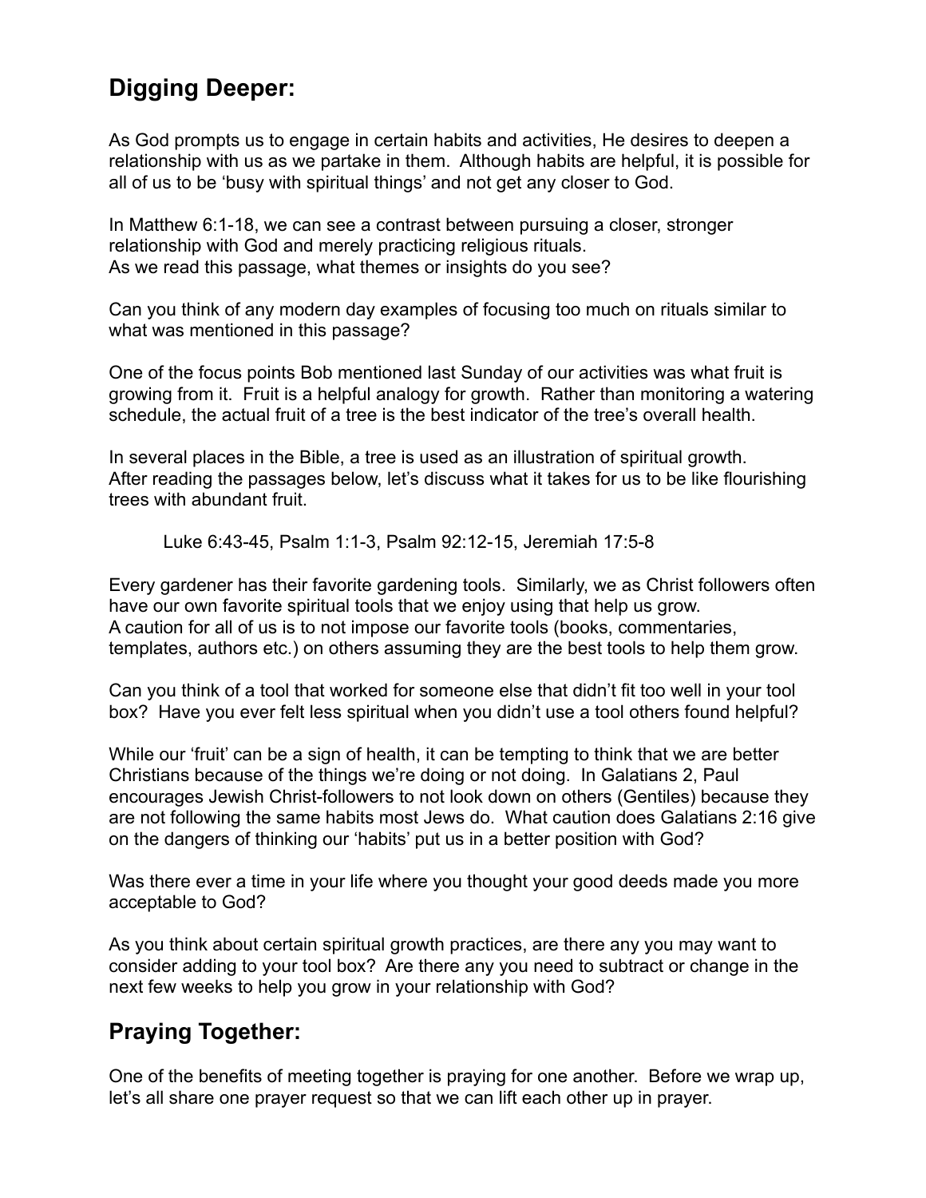## Digging Deeper:

As God prompts us to engage in certain habits and activities, He desires to deepen a relationship with us as we partake in them. Although habits are helpful, it is possible for all of us to be 'busy with spiritual things' and not get any closer to God.

In Matthew 6:1-18, we can see a contrast between pursuing a closer, stronger relationship with God and merely practicing religious rituals.
As we read this passage, what themes or insights do you see?

Can you think of any modern day examples of focusing too much on rituals similar to what was mentioned in this passage?

One of the focus points Bob mentioned last Sunday of our activities was what fruit is growing from it. Fruit is a helpful analogy for growth. Rather than monitoring a watering schedule, the actual fruit of a tree is the best indicator of the tree's overall health.

In several places in the Bible, a tree is used as an illustration of spiritual growth.
After reading the passages below, let's discuss what it takes for us to be like flourishing trees with abundant fruit.

> Luke 6:43-45, Psalm 1:1-3, Psalm 92:12-15, Jeremiah 17:5-8

Every gardener has their favorite gardening tools. Similarly, we as Christ followers often have our own favorite spiritual tools that we enjoy using that help us grow.
A caution for all of us is to not impose our favorite tools (books, commentaries, templates, authors etc.) on others assuming they are the best tools to help them grow.

Can you think of a tool that worked for someone else that didn't fit too well in your tool box? Have you ever felt less spiritual when you didn't use a tool others found helpful?

While our 'fruit' can be a sign of health, it can be tempting to think that we are better Christians because of the things we're doing or not doing. In Galatians 2, Paul encourages Jewish Christ-followers to not look down on others (Gentiles) because they are not following the same habits most Jews do. What caution does Galatians 2:16 give on the dangers of thinking our 'habits' put us in a better position with God?

Was there ever a time in your life where you thought your good deeds made you more acceptable to God?

As you think about certain spiritual growth practices, are there any you may want to consider adding to your tool box? Are there any you need to subtract or change in the next few weeks to help you grow in your relationship with God?

## Praying Together:

One of the benefits of meeting together is praying for one another. Before we wrap up, let's all share one prayer request so that we can lift each other up in prayer.